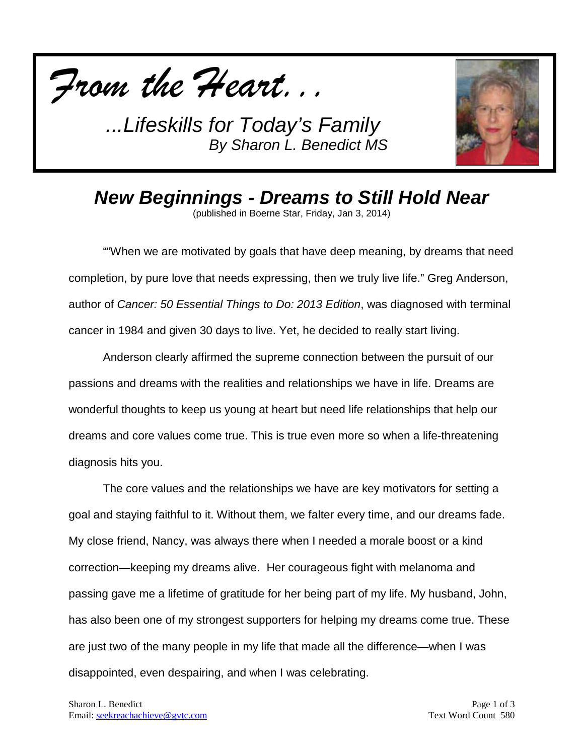*From the Heart…*

*...Lifeskills for Today's Family*
*By Sharon L. Benedict MS*

# New Beginnings - Dreams to Still Hold Near

(published in Boerne Star, Friday, Jan 3, 2014)

""When we are motivated by goals that have deep meaning, by dreams that need completion, by pure love that needs expressing, then we truly live life." Greg Anderson, author of *Cancer: 50 Essential Things to Do: 2013 Edition*, was diagnosed with terminal cancer in 1984 and given 30 days to live. Yet, he decided to really start living.

Anderson clearly affirmed the supreme connection between the pursuit of our passions and dreams with the realities and relationships we have in life. Dreams are wonderful thoughts to keep us young at heart but need life relationships that help our dreams and core values come true. This is true even more so when a life-threatening diagnosis hits you.

The core values and the relationships we have are key motivators for setting a goal and staying faithful to it. Without them, we falter every time, and our dreams fade. My close friend, Nancy, was always there when I needed a morale boost or a kind correction—keeping my dreams alive. Her courageous fight with melanoma and passing gave me a lifetime of gratitude for her being part of my life. My husband, John, has also been one of my strongest supporters for helping my dreams come true. These are just two of the many people in my life that made all the difference—when I was disappointed, even despairing, and when I was celebrating.

Sharon L. Benedict
Email: seekreachachieve@gvtc.com

Text Word Count 580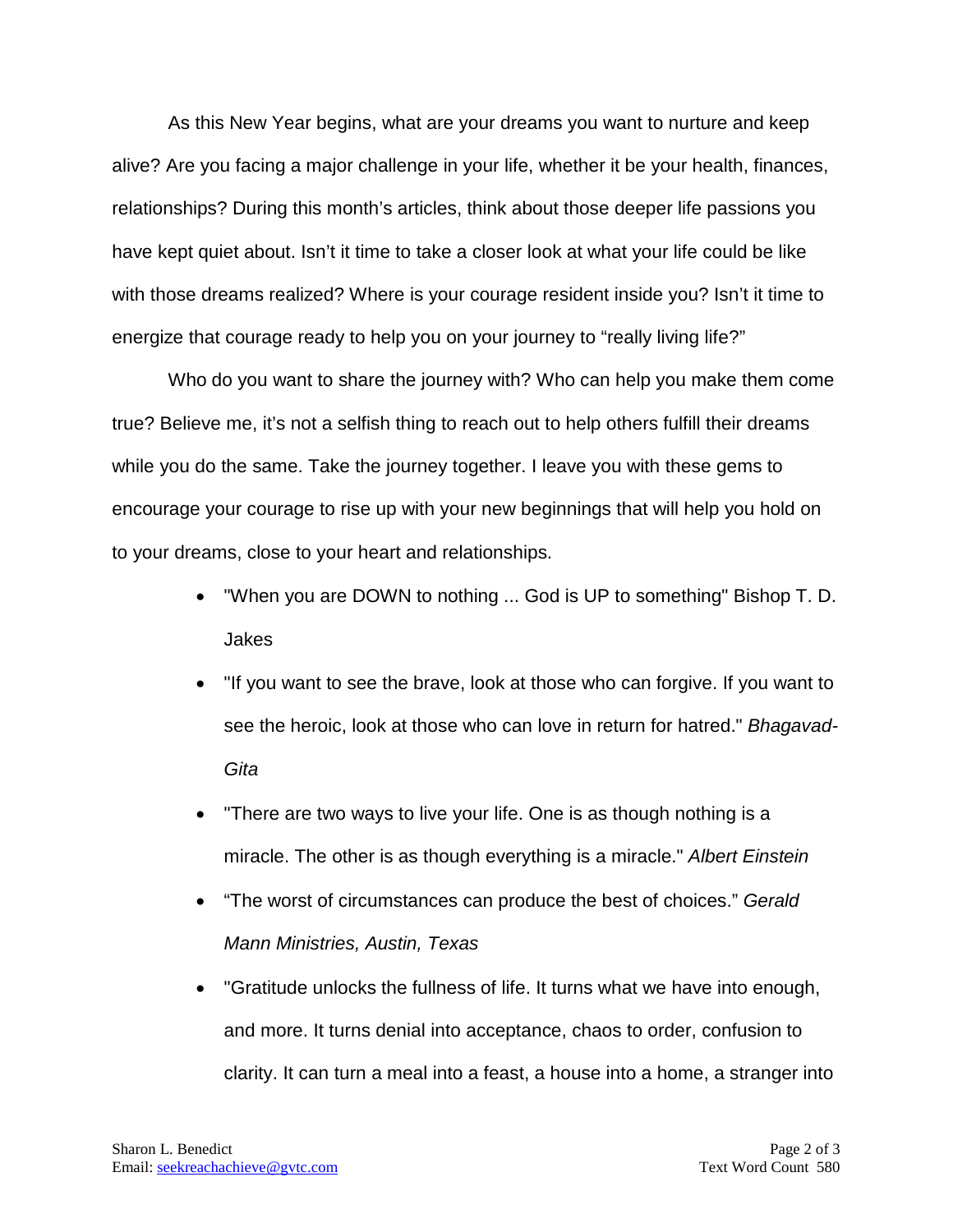As this New Year begins, what are your dreams you want to nurture and keep alive? Are you facing a major challenge in your life, whether it be your health, finances, relationships? During this month's articles, think about those deeper life passions you have kept quiet about. Isn't it time to take a closer look at what your life could be like with those dreams realized? Where is your courage resident inside you? Isn't it time to energize that courage ready to help you on your journey to "really living life?"

Who do you want to share the journey with? Who can help you make them come true? Believe me, it's not a selfish thing to reach out to help others fulfill their dreams while you do the same. Take the journey together. I leave you with these gems to encourage your courage to rise up with your new beginnings that will help you hold on to your dreams, close to your heart and relationships.

- "When you are DOWN to nothing ... God is UP to something" Bishop T. D. Jakes
- "If you want to see the brave, look at those who can forgive. If you want to see the heroic, look at those who can love in return for hatred." *Bhagavad-Gita*
- "There are two ways to live your life. One is as though nothing is a miracle. The other is as though everything is a miracle." *Albert Einstein*
- "The worst of circumstances can produce the best of choices." *Gerald Mann Ministries, Austin, Texas*
- "Gratitude unlocks the fullness of life. It turns what we have into enough, and more. It turns denial into acceptance, chaos to order, confusion to clarity. It can turn a meal into a feast, a house into a home, a stranger into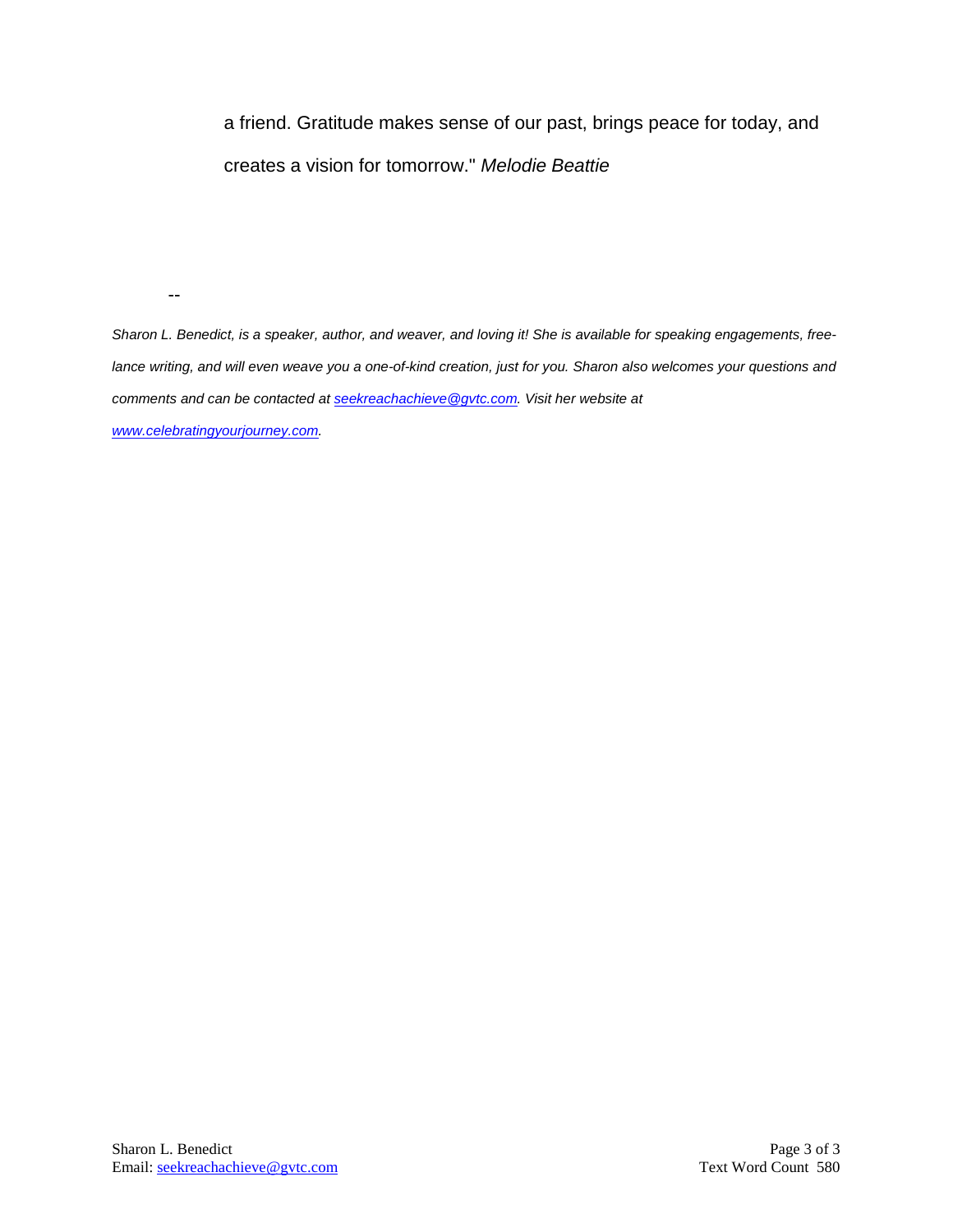a friend. Gratitude makes sense of our past, brings peace for today, and creates a vision for tomorrow." *Melodie Beattie*

--

*Sharon L. Benedict, is a speaker, author, and weaver, and loving it! She is available for speaking engagements, free-lance writing, and will even weave you a one-of-kind creation, just for you. Sharon also welcomes your questions and comments and can be contacted at seekreachachieve@gvtc.com. Visit her website at www.celebratingyourjourney.com.*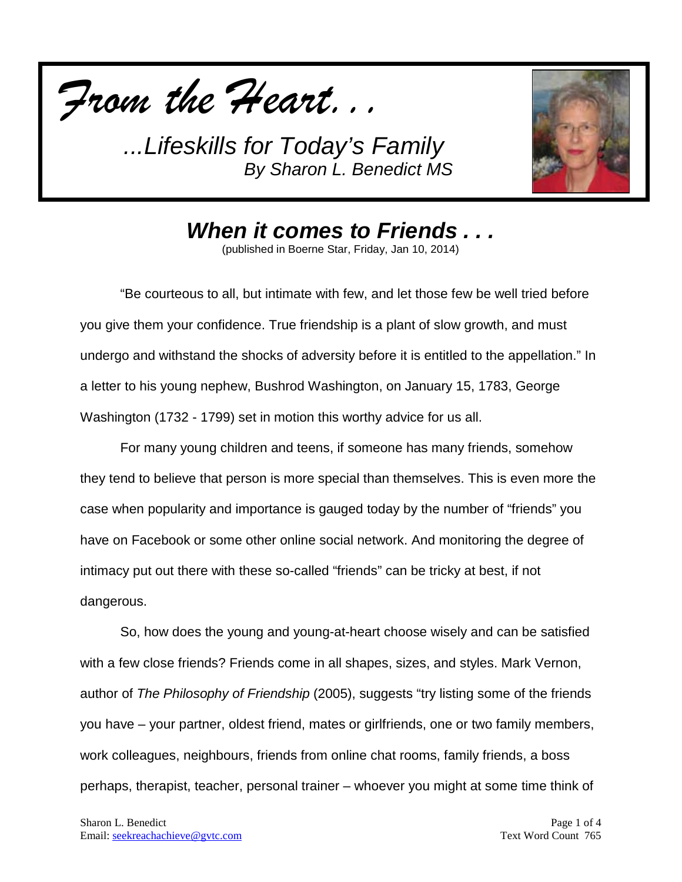*From the Heart...*

*...Lifeskills for Today's Family*
*By Sharon L. Benedict MS*

## *When it comes to Friends . . .*

(published in Boerne Star, Friday, Jan 10, 2014)

"Be courteous to all, but intimate with few, and let those few be well tried before you give them your confidence. True friendship is a plant of slow growth, and must undergo and withstand the shocks of adversity before it is entitled to the appellation." In a letter to his young nephew, Bushrod Washington, on January 15, 1783, George Washington (1732 - 1799) set in motion this worthy advice for us all.

For many young children and teens, if someone has many friends, somehow they tend to believe that person is more special than themselves. This is even more the case when popularity and importance is gauged today by the number of "friends" you have on Facebook or some other online social network. And monitoring the degree of intimacy put out there with these so-called "friends" can be tricky at best, if not dangerous.

So, how does the young and young-at-heart choose wisely and can be satisfied with a few close friends? Friends come in all shapes, sizes, and styles. Mark Vernon, author of *The Philosophy of Friendship* (2005), suggests "try listing some of the friends you have – your partner, oldest friend, mates or girlfriends, one or two family members, work colleagues, neighbours, friends from online chat rooms, family friends, a boss perhaps, therapist, teacher, personal trainer – whoever you might at some time think of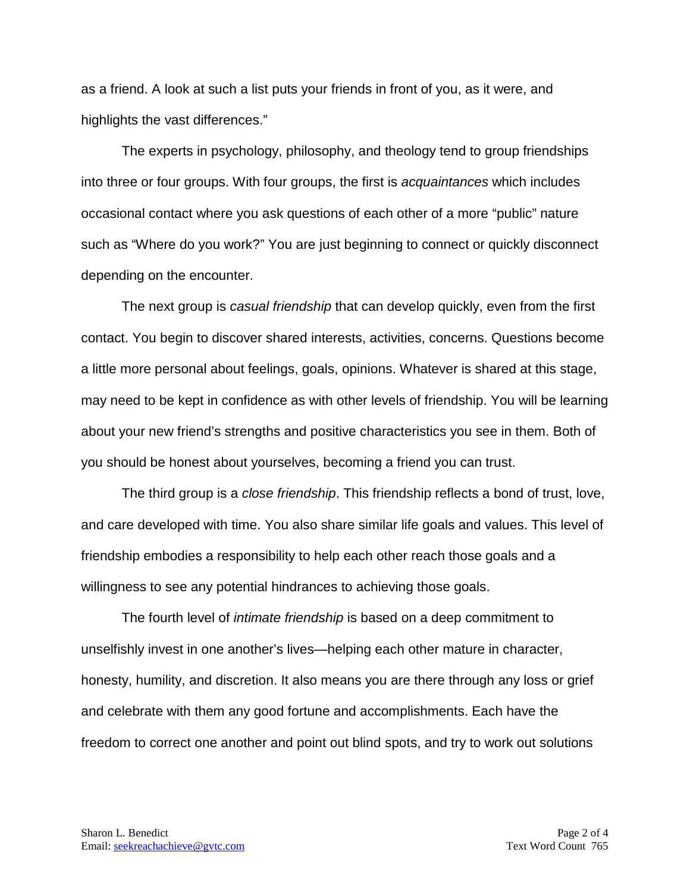as a friend. A look at such a list puts your friends in front of you, as it were, and highlights the vast differences."

The experts in psychology, philosophy, and theology tend to group friendships into three or four groups. With four groups, the first is *acquaintances* which includes occasional contact where you ask questions of each other of a more "public" nature such as "Where do you work?" You are just beginning to connect or quickly disconnect depending on the encounter.

The next group is *casual friendship* that can develop quickly, even from the first contact. You begin to discover shared interests, activities, concerns. Questions become a little more personal about feelings, goals, opinions. Whatever is shared at this stage, may need to be kept in confidence as with other levels of friendship. You will be learning about your new friend's strengths and positive characteristics you see in them. Both of you should be honest about yourselves, becoming a friend you can trust.

The third group is a *close friendship*. This friendship reflects a bond of trust, love, and care developed with time. You also share similar life goals and values. This level of friendship embodies a responsibility to help each other reach those goals and a willingness to see any potential hindrances to achieving those goals.

The fourth level of *intimate friendship* is based on a deep commitment to unselfishly invest in one another's lives—helping each other mature in character, honesty, humility, and discretion. It also means you are there through any loss or grief and celebrate with them any good fortune and accomplishments. Each have the freedom to correct one another and point out blind spots, and try to work out solutions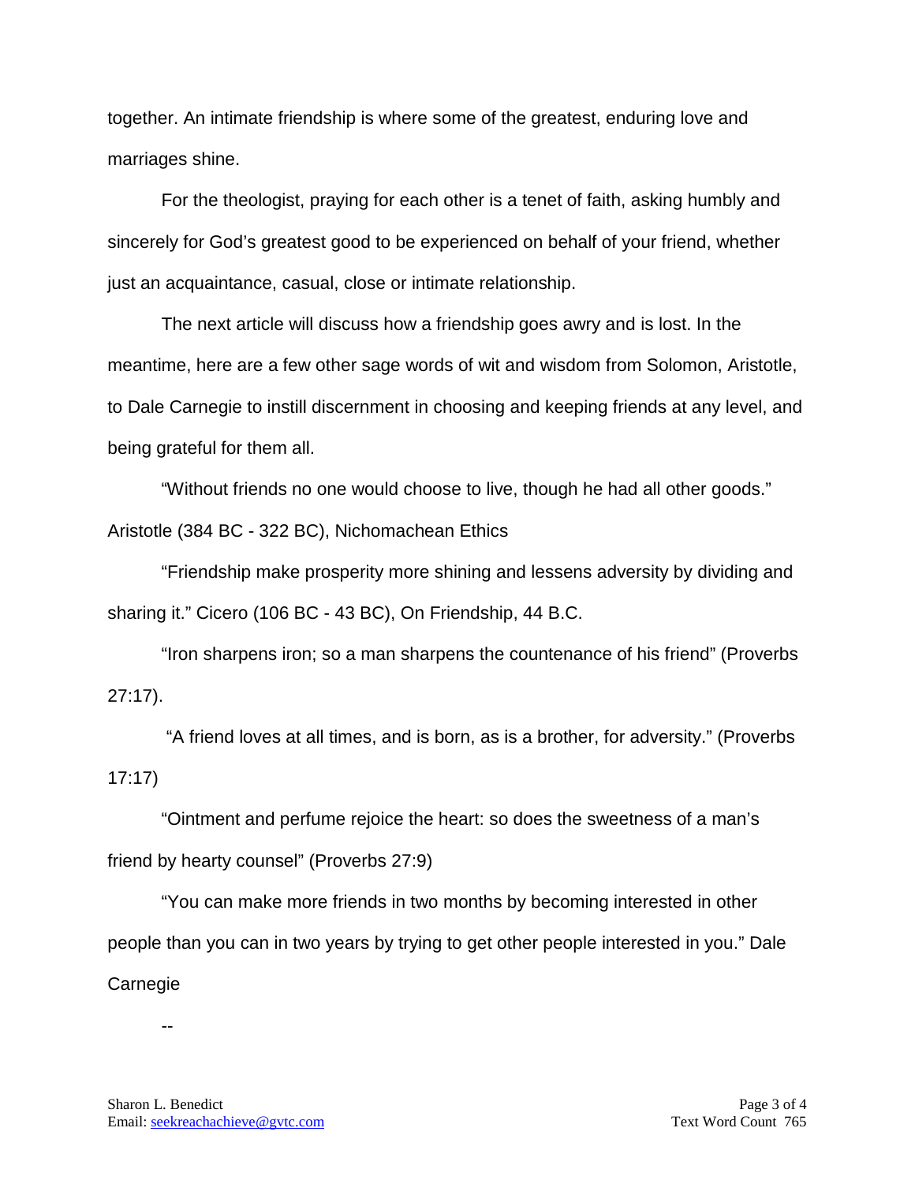together. An intimate friendship is where some of the greatest, enduring love and marriages shine.

For the theologist, praying for each other is a tenet of faith, asking humbly and sincerely for God's greatest good to be experienced on behalf of your friend, whether just an acquaintance, casual, close or intimate relationship.

The next article will discuss how a friendship goes awry and is lost. In the meantime, here are a few other sage words of wit and wisdom from Solomon, Aristotle, to Dale Carnegie to instill discernment in choosing and keeping friends at any level, and being grateful for them all.

"Without friends no one would choose to live, though he had all other goods." Aristotle (384 BC - 322 BC), Nichomachean Ethics

"Friendship make prosperity more shining and lessens adversity by dividing and sharing it." Cicero (106 BC - 43 BC), On Friendship, 44 B.C.

"Iron sharpens iron; so a man sharpens the countenance of his friend" (Proverbs 27:17).

"A friend loves at all times, and is born, as is a brother, for adversity." (Proverbs 17:17)

"Ointment and perfume rejoice the heart: so does the sweetness of a man's friend by hearty counsel" (Proverbs 27:9)

"You can make more friends in two months by becoming interested in other people than you can in two years by trying to get other people interested in you." Dale Carnegie

--

Sharon L. Benedict
Email: seekreachachieve@gvtc.com

Text Word Count 765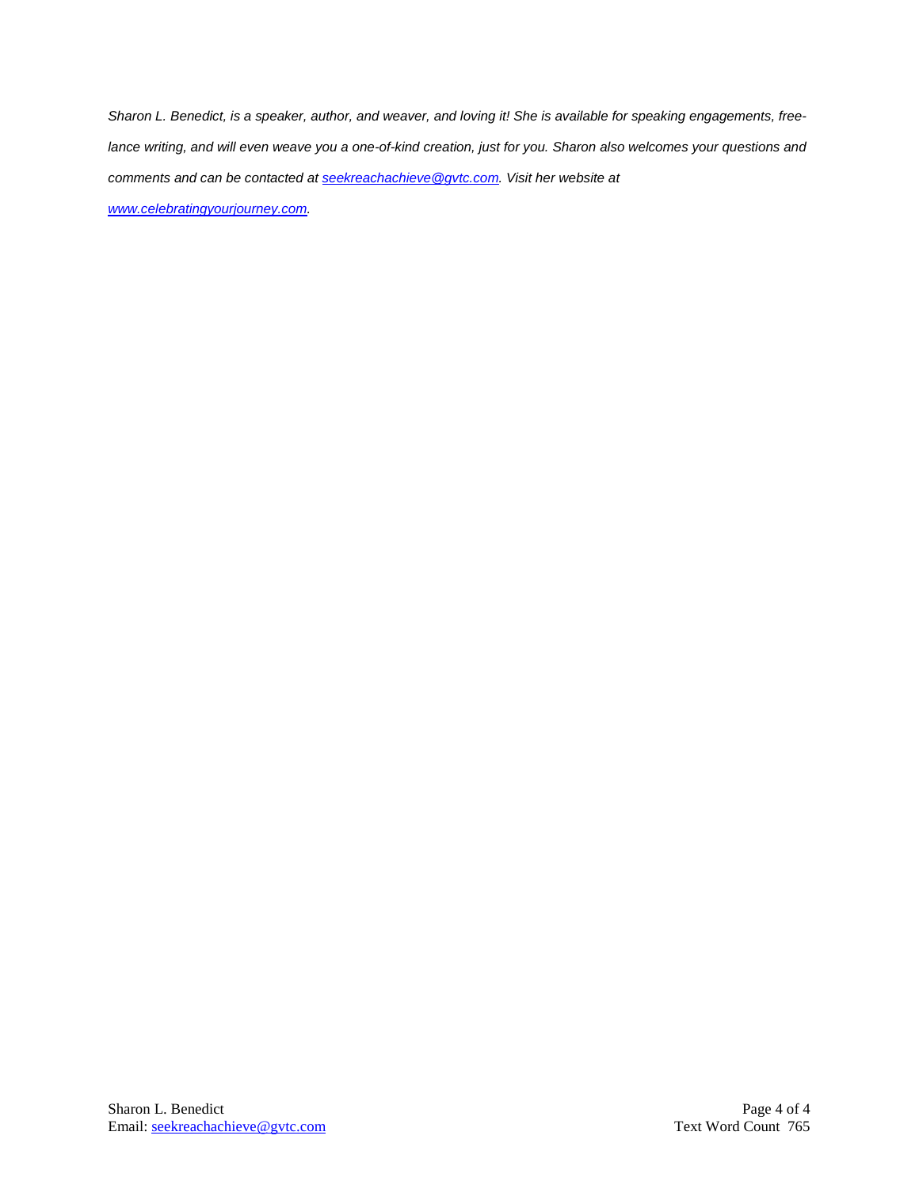*Sharon L. Benedict, is a speaker, author, and weaver, and loving it! She is available for speaking engagements, free-lance writing, and will even weave you a one-of-kind creation, just for you. Sharon also welcomes your questions and comments and can be contacted at [seekreachachieve@gvtc.com](mailto:seekreachachieve@gvtc.com). Visit her website at [www.celebratingyourjourney.com](http://www.celebratingyourjourney.com).*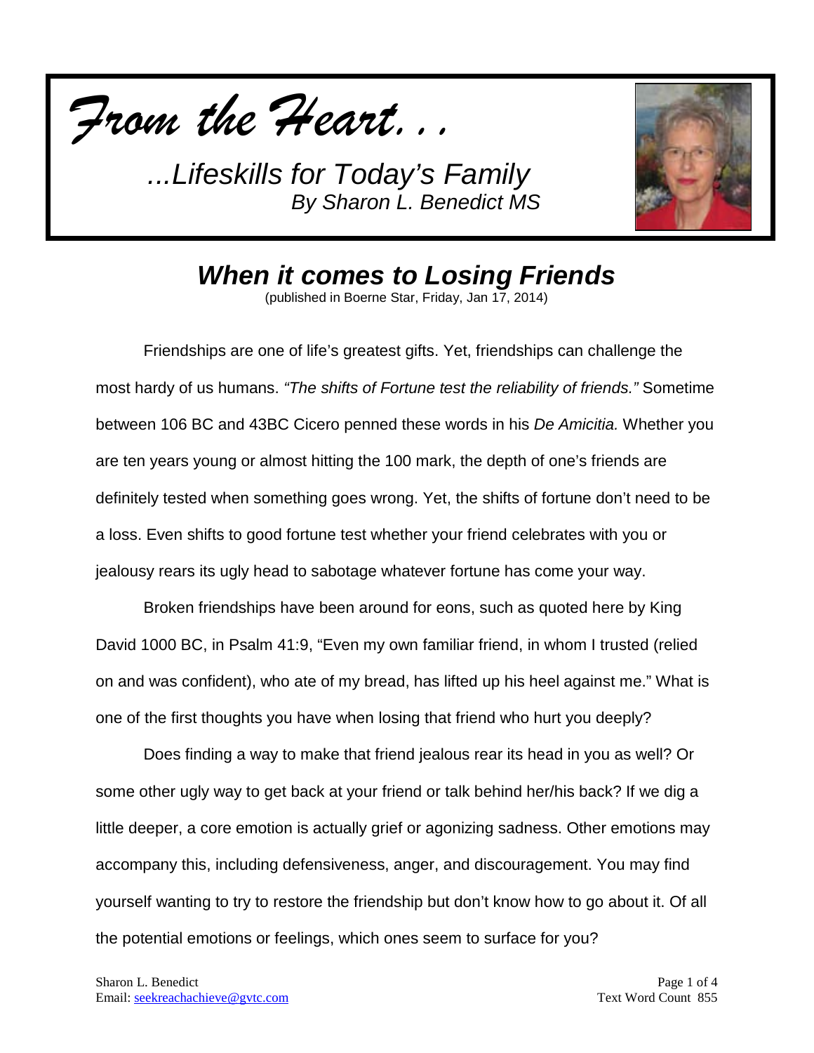*From the Heart...*

*...Lifeskills for Today's Family*
*By Sharon L. Benedict MS*

# When it comes to Losing Friends

(published in Boerne Star, Friday, Jan 17, 2014)

Friendships are one of life's greatest gifts. Yet, friendships can challenge the most hardy of us humans. *"The shifts of Fortune test the reliability of friends."* Sometime between 106 BC and 43BC Cicero penned these words in his *De Amicitia.* Whether you are ten years young or almost hitting the 100 mark, the depth of one's friends are definitely tested when something goes wrong. Yet, the shifts of fortune don't need to be a loss. Even shifts to good fortune test whether your friend celebrates with you or jealousy rears its ugly head to sabotage whatever fortune has come your way.

Broken friendships have been around for eons, such as quoted here by King David 1000 BC, in Psalm 41:9, "Even my own familiar friend, in whom I trusted (relied on and was confident), who ate of my bread, has lifted up his heel against me." What is one of the first thoughts you have when losing that friend who hurt you deeply?

Does finding a way to make that friend jealous rear its head in you as well? Or some other ugly way to get back at your friend or talk behind her/his back? If we dig a little deeper, a core emotion is actually grief or agonizing sadness. Other emotions may accompany this, including defensiveness, anger, and discouragement. You may find yourself wanting to try to restore the friendship but don't know how to go about it. Of all the potential emotions or feelings, which ones seem to surface for you?

Sharon L. Benedict
Email: seekreachachieve@gvtc.com

Text Word Count 855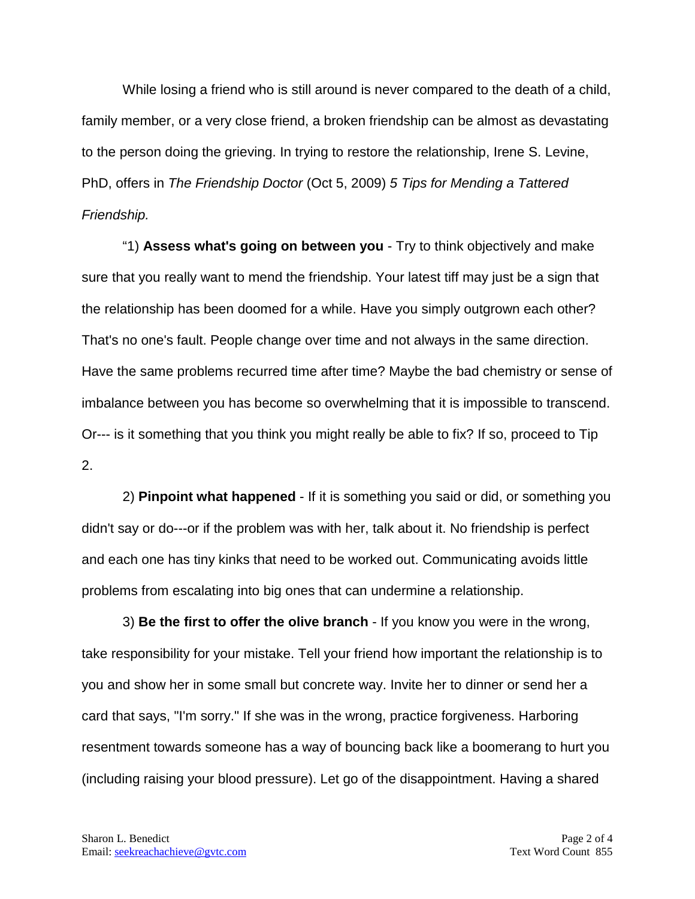While losing a friend who is still around is never compared to the death of a child, family member, or a very close friend, a broken friendship can be almost as devastating to the person doing the grieving. In trying to restore the relationship, Irene S. Levine, PhD, offers in *The Friendship Doctor* (Oct 5, 2009) *5 Tips for Mending a Tattered Friendship.*

“1) **Assess what's going on between you** - Try to think objectively and make sure that you really want to mend the friendship. Your latest tiff may just be a sign that the relationship has been doomed for a while. Have you simply outgrown each other? That's no one's fault. People change over time and not always in the same direction. Have the same problems recurred time after time? Maybe the bad chemistry or sense of imbalance between you has become so overwhelming that it is impossible to transcend. Or--- is it something that you think you might really be able to fix? If so, proceed to Tip 2.

2) **Pinpoint what happened** - If it is something you said or did, or something you didn't say or do---or if the problem was with her, talk about it. No friendship is perfect and each one has tiny kinks that need to be worked out. Communicating avoids little problems from escalating into big ones that can undermine a relationship.

3) **Be the first to offer the olive branch** - If you know you were in the wrong, take responsibility for your mistake. Tell your friend how important the relationship is to you and show her in some small but concrete way. Invite her to dinner or send her a card that says, "I'm sorry." If she was in the wrong, practice forgiveness. Harboring resentment towards someone has a way of bouncing back like a boomerang to hurt you (including raising your blood pressure). Let go of the disappointment. Having a shared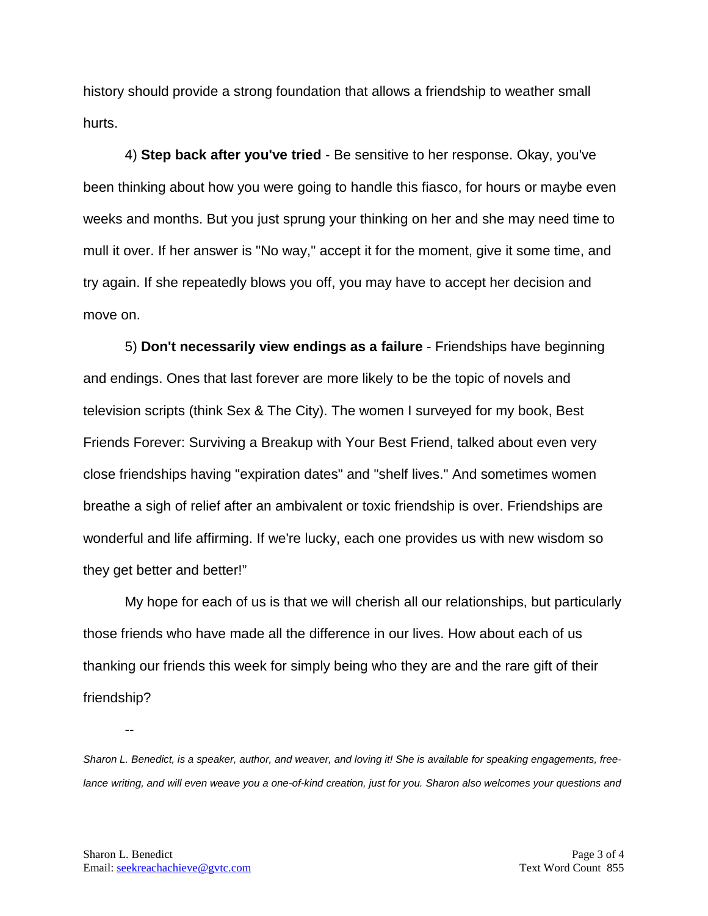history should provide a strong foundation that allows a friendship to weather small hurts.

4) **Step back after you've tried** - Be sensitive to her response. Okay, you've been thinking about how you were going to handle this fiasco, for hours or maybe even weeks and months. But you just sprung your thinking on her and she may need time to mull it over. If her answer is "No way," accept it for the moment, give it some time, and try again. If she repeatedly blows you off, you may have to accept her decision and move on.

5) **Don't necessarily view endings as a failure** - Friendships have beginning and endings. Ones that last forever are more likely to be the topic of novels and television scripts (think Sex & The City). The women I surveyed for my book, Best Friends Forever: Surviving a Breakup with Your Best Friend, talked about even very close friendships having "expiration dates" and "shelf lives." And sometimes women breathe a sigh of relief after an ambivalent or toxic friendship is over. Friendships are wonderful and life affirming. If we're lucky, each one provides us with new wisdom so they get better and better!"

My hope for each of us is that we will cherish all our relationships, but particularly those friends who have made all the difference in our lives. How about each of us thanking our friends this week for simply being who they are and the rare gift of their friendship?

--

*Sharon L. Benedict, is a speaker, author, and weaver, and loving it! She is available for speaking engagements, free-lance writing, and will even weave you a one-of-kind creation, just for you. Sharon also welcomes your questions and*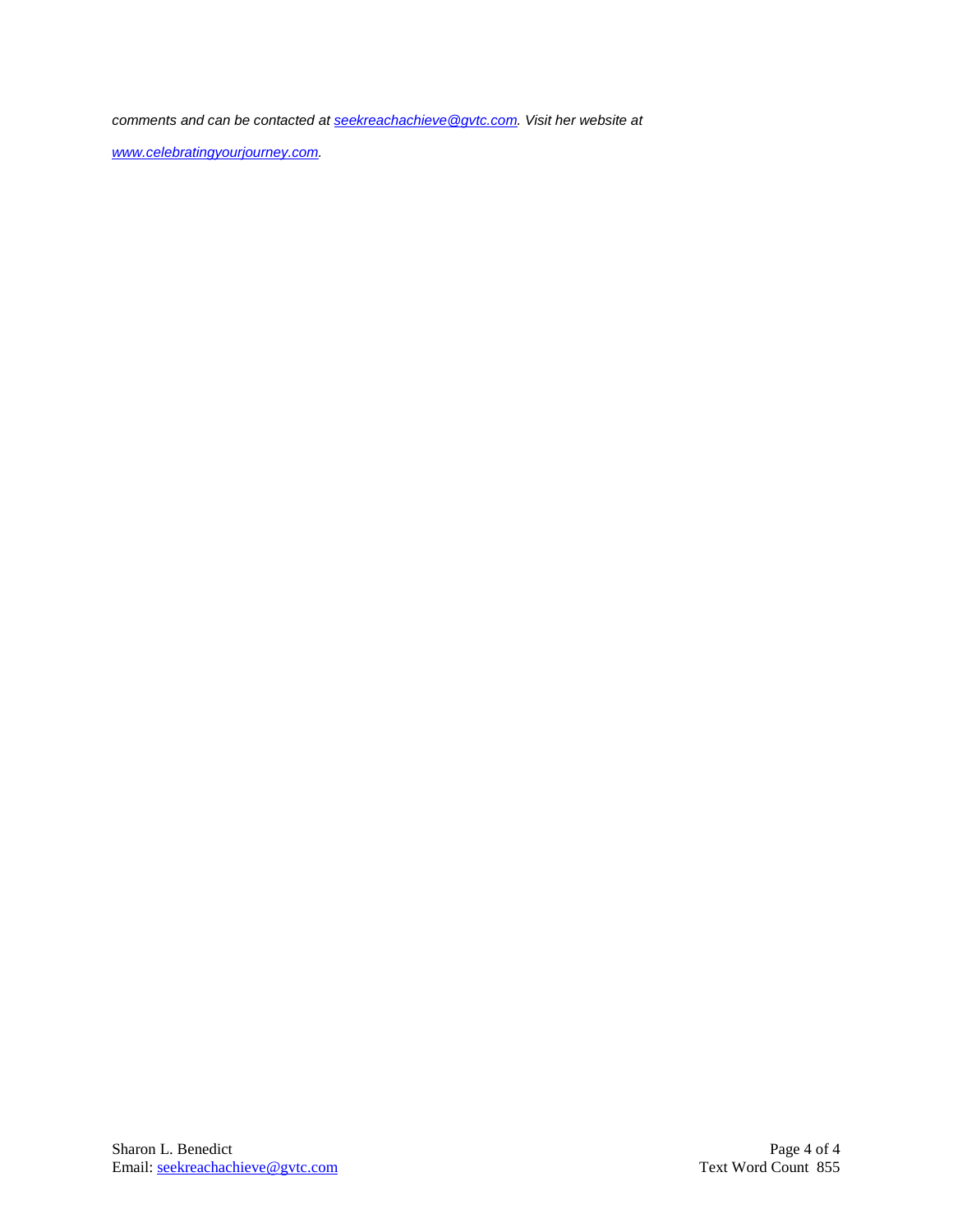*comments and can be contacted at [seekreachachieve@gvtc.com](mailto:seekreachachieve@gvtc.com). Visit her website at [www.celebratingyourjourney.com](http://www.celebratingyourjourney.com).*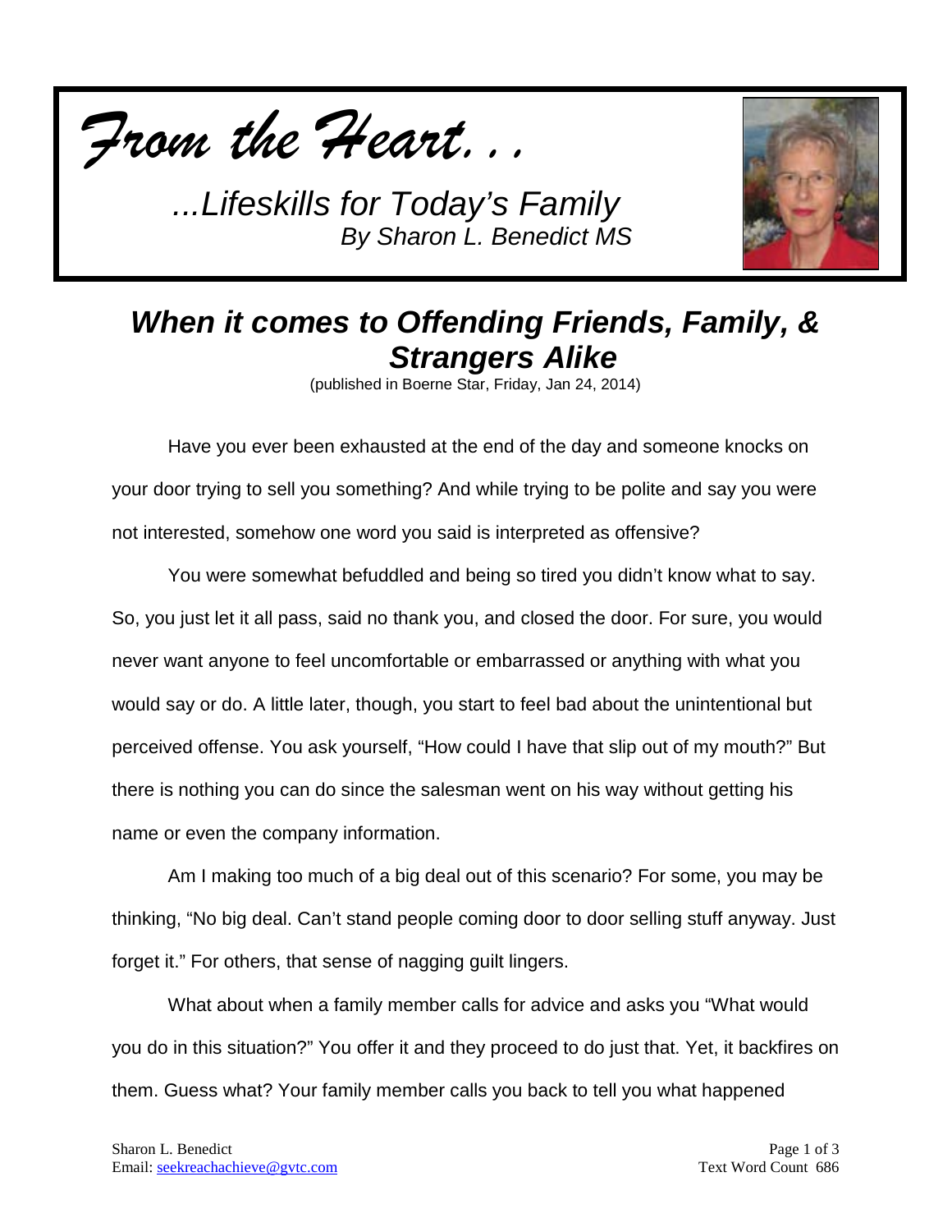*From the Heart...*

*...Lifeskills for Today's Family*
*By Sharon L. Benedict MS*

## *When it comes to Offending Friends, Family, & Strangers Alike*

(published in Boerne Star, Friday, Jan 24, 2014)

Have you ever been exhausted at the end of the day and someone knocks on your door trying to sell you something? And while trying to be polite and say you were not interested, somehow one word you said is interpreted as offensive?

You were somewhat befuddled and being so tired you didn't know what to say. So, you just let it all pass, said no thank you, and closed the door. For sure, you would never want anyone to feel uncomfortable or embarrassed or anything with what you would say or do. A little later, though, you start to feel bad about the unintentional but perceived offense. You ask yourself, "How could I have that slip out of my mouth?" But there is nothing you can do since the salesman went on his way without getting his name or even the company information.

Am I making too much of a big deal out of this scenario? For some, you may be thinking, "No big deal. Can't stand people coming door to door selling stuff anyway. Just forget it." For others, that sense of nagging guilt lingers.

What about when a family member calls for advice and asks you "What would you do in this situation?" You offer it and they proceed to do just that. Yet, it backfires on them. Guess what? Your family member calls you back to tell you what happened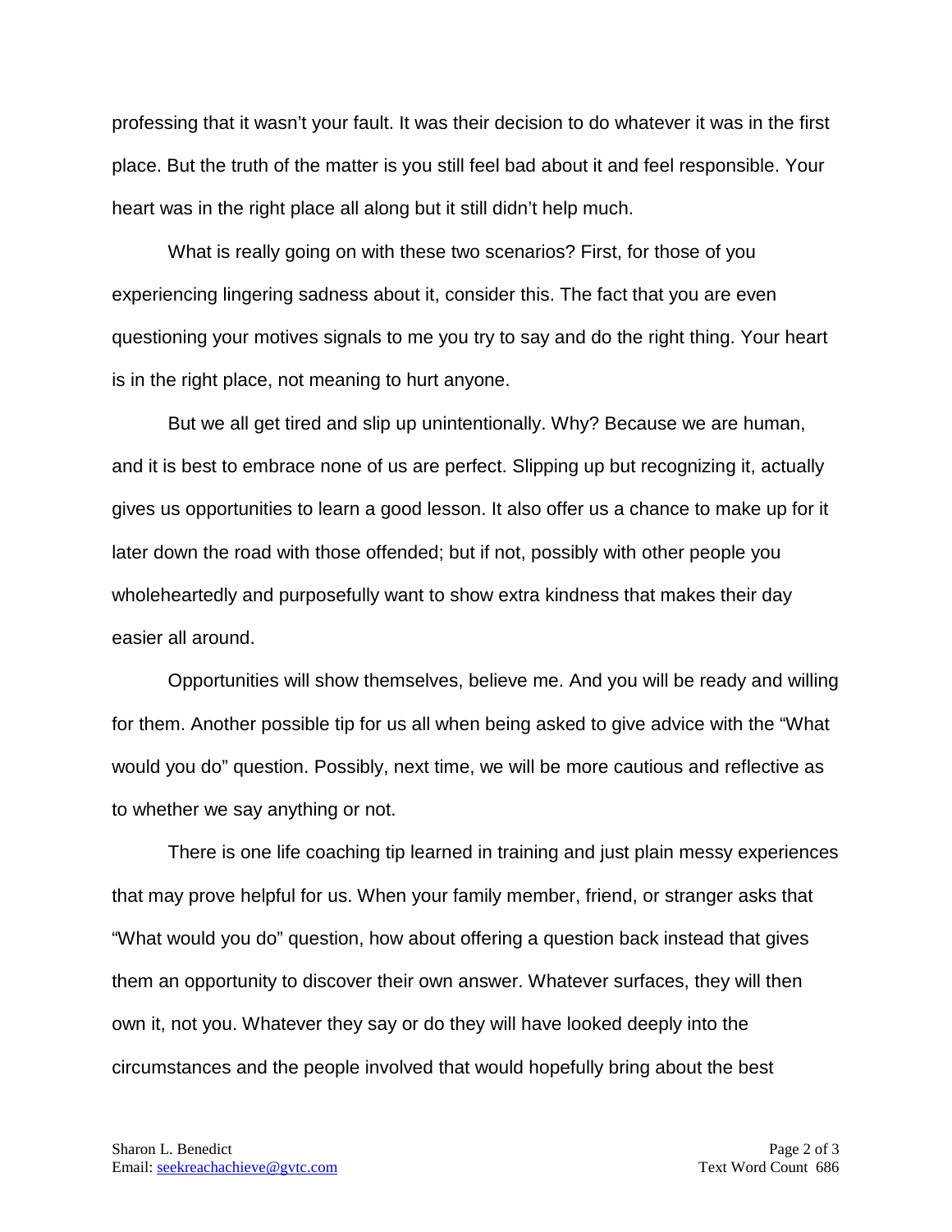professing that it wasn't your fault. It was their decision to do whatever it was in the first place. But the truth of the matter is you still feel bad about it and feel responsible. Your heart was in the right place all along but it still didn't help much.

What is really going on with these two scenarios? First, for those of you experiencing lingering sadness about it, consider this. The fact that you are even questioning your motives signals to me you try to say and do the right thing. Your heart is in the right place, not meaning to hurt anyone.

But we all get tired and slip up unintentionally. Why? Because we are human, and it is best to embrace none of us are perfect. Slipping up but recognizing it, actually gives us opportunities to learn a good lesson. It also offer us a chance to make up for it later down the road with those offended; but if not, possibly with other people you wholeheartedly and purposefully want to show extra kindness that makes their day easier all around.

Opportunities will show themselves, believe me. And you will be ready and willing for them. Another possible tip for us all when being asked to give advice with the "What would you do" question. Possibly, next time, we will be more cautious and reflective as to whether we say anything or not.

There is one life coaching tip learned in training and just plain messy experiences that may prove helpful for us. When your family member, friend, or stranger asks that "What would you do" question, how about offering a question back instead that gives them an opportunity to discover their own answer. Whatever surfaces, they will then own it, not you. Whatever they say or do they will have looked deeply into the circumstances and the people involved that would hopefully bring about the best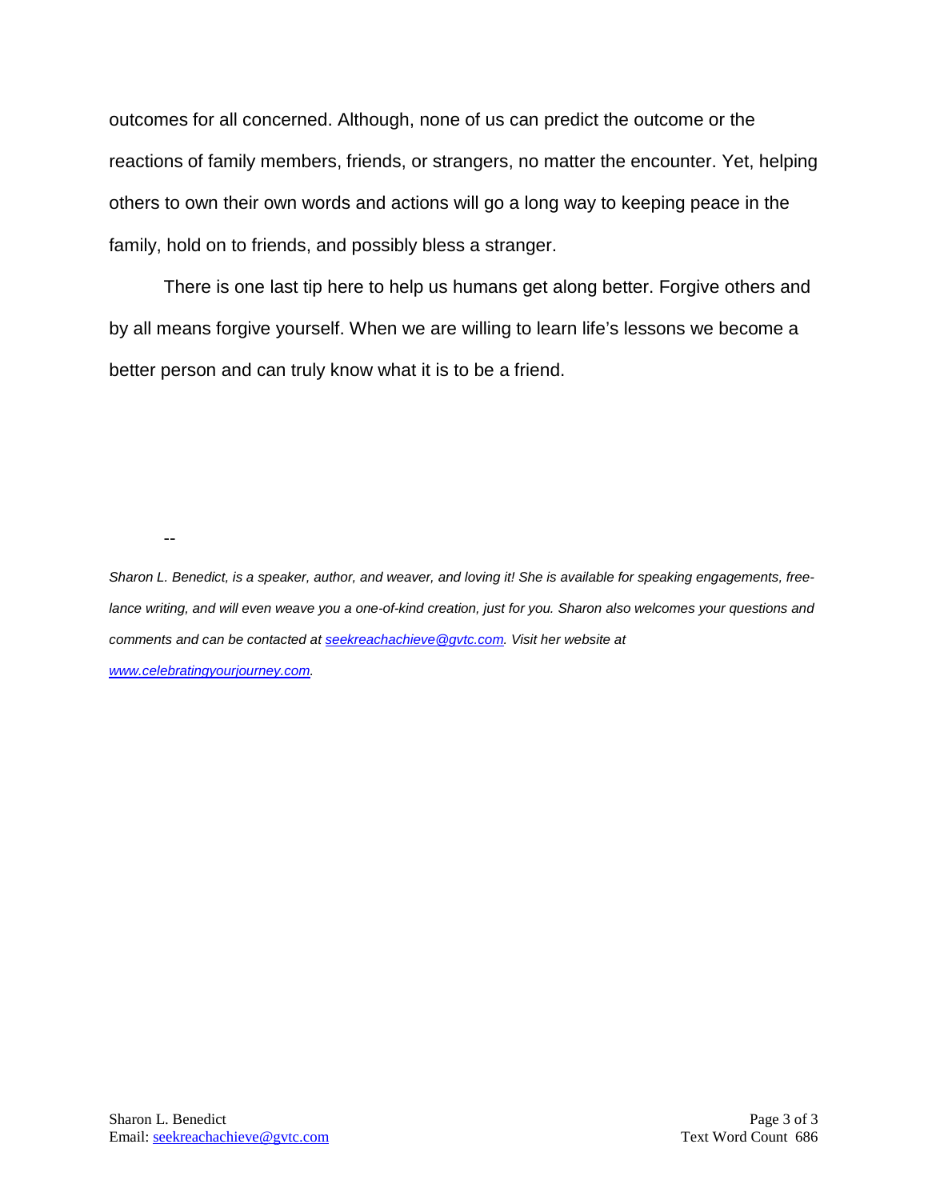outcomes for all concerned. Although, none of us can predict the outcome or the reactions of family members, friends, or strangers, no matter the encounter. Yet, helping others to own their own words and actions will go a long way to keeping peace in the family, hold on to friends, and possibly bless a stranger.

There is one last tip here to help us humans get along better. Forgive others and by all means forgive yourself. When we are willing to learn life's lessons we become a better person and can truly know what it is to be a friend.

--

*Sharon L. Benedict, is a speaker, author, and weaver, and loving it! She is available for speaking engagements, free-lance writing, and will even weave you a one-of-kind creation, just for you. Sharon also welcomes your questions and comments and can be contacted at [seekreachachieve@gvtc.com](mailto:seekreachachieve@gvtc.com). Visit her website at [www.celebratingyourjourney.com](http://www.celebratingyourjourney.com).*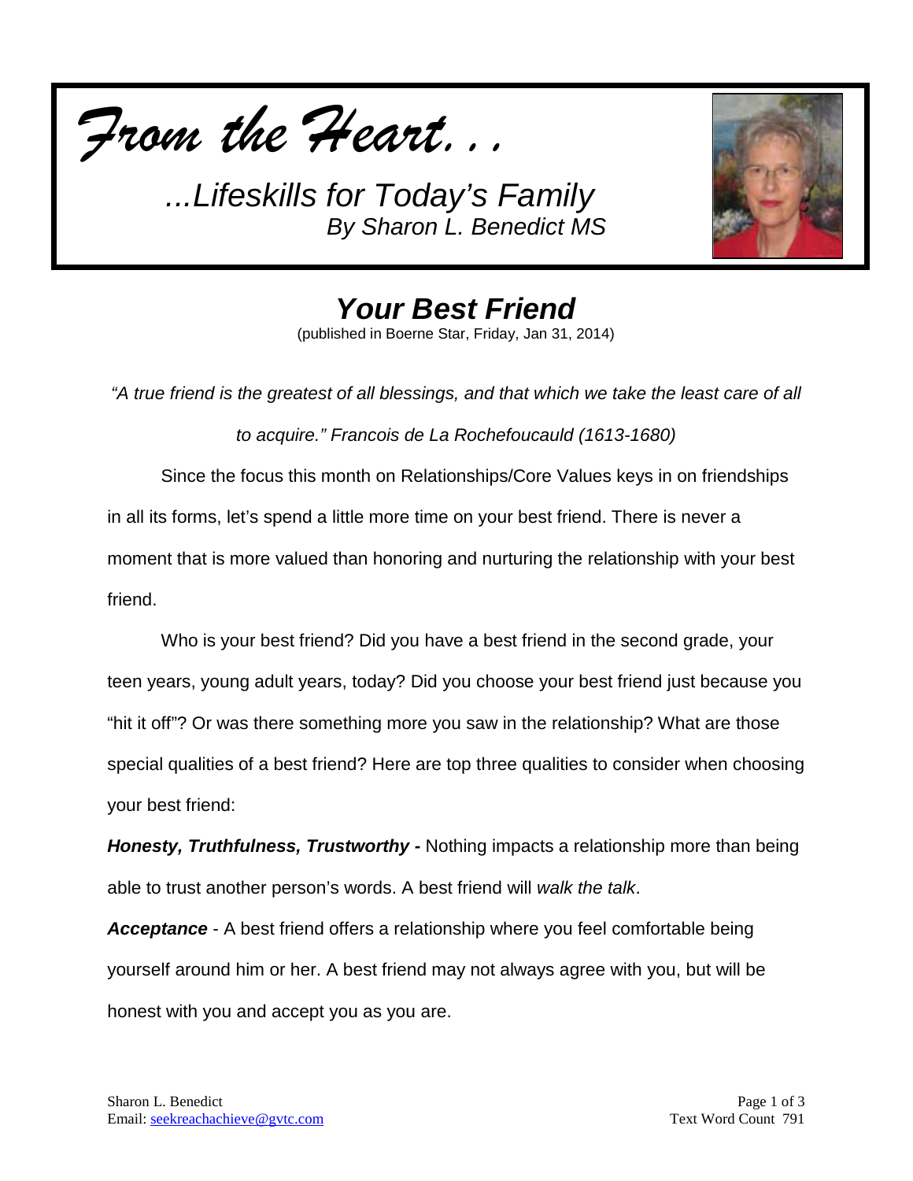*From the Heart...*

*...Lifeskills for Today's Family*
*By Sharon L. Benedict MS*

# *Your Best Friend*

(published in Boerne Star, Friday, Jan 31, 2014)

*"A true friend is the greatest of all blessings, and that which we take the least care of all to acquire." Francois de La Rochefoucauld (1613-1680)*

Since the focus this month on Relationships/Core Values keys in on friendships in all its forms, let's spend a little more time on your best friend. There is never a moment that is more valued than honoring and nurturing the relationship with your best friend.

Who is your best friend? Did you have a best friend in the second grade, your teen years, young adult years, today? Did you choose your best friend just because you "hit it off"? Or was there something more you saw in the relationship? What are those special qualities of a best friend? Here are top three qualities to consider when choosing your best friend:

***Honesty, Truthfulness, Trustworthy -*** Nothing impacts a relationship more than being able to trust another person's words. A best friend will *walk the talk*.

***Acceptance*** - A best friend offers a relationship where you feel comfortable being yourself around him or her. A best friend may not always agree with you, but will be honest with you and accept you as you are.

Sharon L. Benedict
Email: seekreachachieve@gvtc.com

Text Word Count 791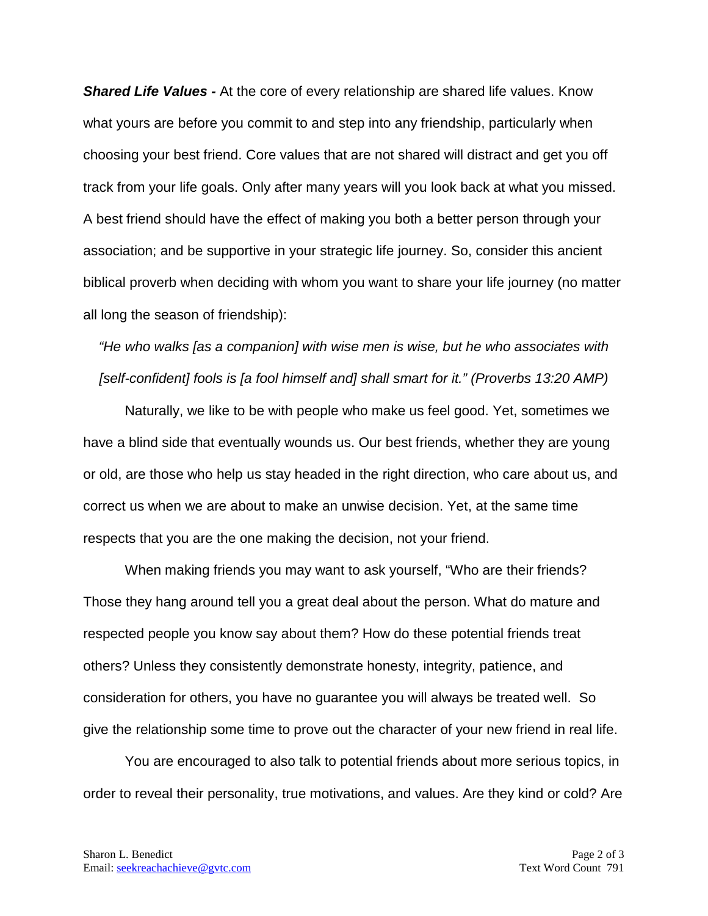***Shared Life Values -*** At the core of every relationship are shared life values. Know what yours are before you commit to and step into any friendship, particularly when choosing your best friend. Core values that are not shared will distract and get you off track from your life goals. Only after many years will you look back at what you missed. A best friend should have the effect of making you both a better person through your association; and be supportive in your strategic life journey. So, consider this ancient biblical proverb when deciding with whom you want to share your life journey (no matter all long the season of friendship):

> *"He who walks [as a companion] with wise men is wise, but he who associates with [self-confident] fools is [a fool himself and] shall smart for it." (Proverbs 13:20 AMP)*

Naturally, we like to be with people who make us feel good. Yet, sometimes we have a blind side that eventually wounds us. Our best friends, whether they are young or old, are those who help us stay headed in the right direction, who care about us, and correct us when we are about to make an unwise decision. Yet, at the same time respects that you are the one making the decision, not your friend.

When making friends you may want to ask yourself, "Who are their friends? Those they hang around tell you a great deal about the person. What do mature and respected people you know say about them? How do these potential friends treat others? Unless they consistently demonstrate honesty, integrity, patience, and consideration for others, you have no guarantee you will always be treated well. So give the relationship some time to prove out the character of your new friend in real life.

You are encouraged to also talk to potential friends about more serious topics, in order to reveal their personality, true motivations, and values. Are they kind or cold? Are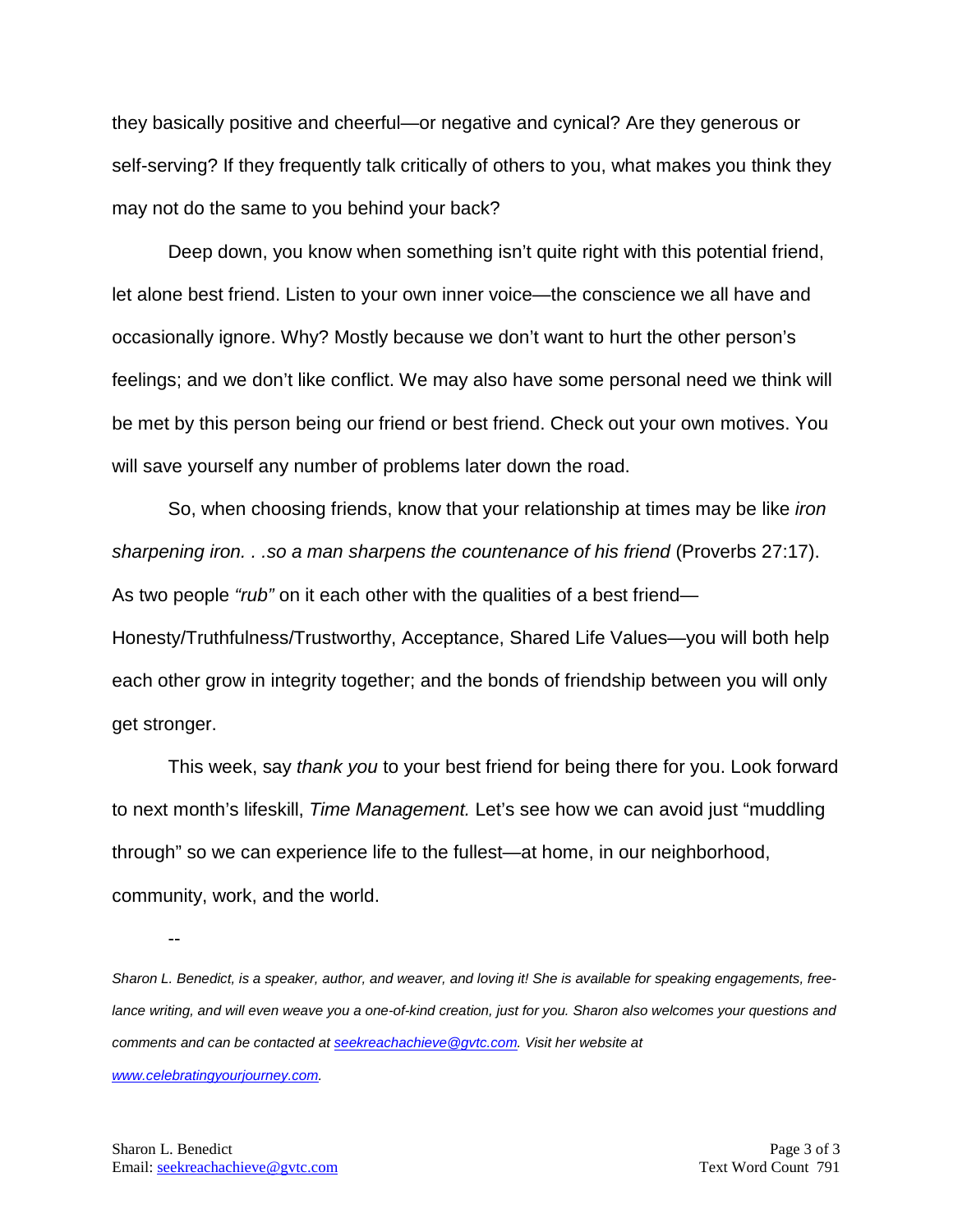they basically positive and cheerful—or negative and cynical? Are they generous or self-serving? If they frequently talk critically of others to you, what makes you think they may not do the same to you behind your back?

Deep down, you know when something isn't quite right with this potential friend, let alone best friend. Listen to your own inner voice—the conscience we all have and occasionally ignore. Why? Mostly because we don't want to hurt the other person's feelings; and we don't like conflict. We may also have some personal need we think will be met by this person being our friend or best friend. Check out your own motives. You will save yourself any number of problems later down the road.

So, when choosing friends, know that your relationship at times may be like *iron sharpening iron. . .so a man sharpens the countenance of his friend* (Proverbs 27:17). As two people *"rub"* on it each other with the qualities of a best friend—Honesty/Truthfulness/Trustworthy, Acceptance, Shared Life Values—you will both help each other grow in integrity together; and the bonds of friendship between you will only get stronger.

This week, say *thank you* to your best friend for being there for you. Look forward to next month's lifeskill, *Time Management.* Let's see how we can avoid just "muddling through" so we can experience life to the fullest—at home, in our neighborhood, community, work, and the world.

--

*Sharon L. Benedict, is a speaker, author, and weaver, and loving it! She is available for speaking engagements, free-lance writing, and will even weave you a one-of-kind creation, just for you. Sharon also welcomes your questions and comments and can be contacted at [seekreachachieve@gvtc.com](mailto:seekreachachieve@gvtc.com). Visit her website at [www.celebratingyourjourney.com](http://www.celebratingyourjourney.com).*